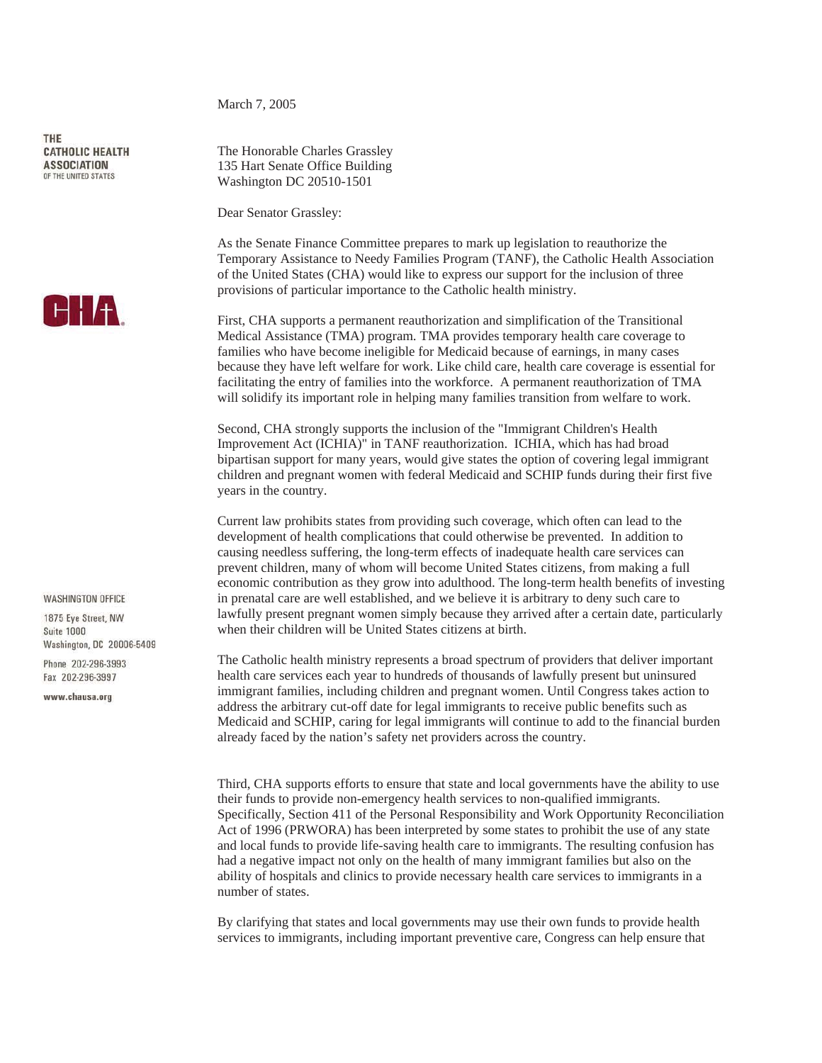THE CATHOLIC HEALTH ASSOCIATION OF THE UNITED STATES

WASHINGTON OFFICE

1875 Eye Street, NW
Suite 1000
Washington, DC 20006-5409

Phone 202-296-3993
Fax 202-296-3997

www.chausa.org

March 7, 2005

The Honorable Charles Grassley
135 Hart Senate Office Building
Washington DC 20510-1501

Dear Senator Grassley:

As the Senate Finance Committee prepares to mark up legislation to reauthorize the Temporary Assistance to Needy Families Program (TANF), the Catholic Health Association of the United States (CHA) would like to express our support for the inclusion of three provisions of particular importance to the Catholic health ministry.

First, CHA supports a permanent reauthorization and simplification of the Transitional Medical Assistance (TMA) program. TMA provides temporary health care coverage to families who have become ineligible for Medicaid because of earnings, in many cases because they have left welfare for work. Like child care, health care coverage is essential for facilitating the entry of families into the workforce. A permanent reauthorization of TMA will solidify its important role in helping many families transition from welfare to work.

Second, CHA strongly supports the inclusion of the "Immigrant Children's Health Improvement Act (ICHIA)" in TANF reauthorization. ICHIA, which has had broad bipartisan support for many years, would give states the option of covering legal immigrant children and pregnant women with federal Medicaid and SCHIP funds during their first five years in the country.

Current law prohibits states from providing such coverage, which often can lead to the development of health complications that could otherwise be prevented. In addition to causing needless suffering, the long-term effects of inadequate health care services can prevent children, many of whom will become United States citizens, from making a full economic contribution as they grow into adulthood. The long-term health benefits of investing in prenatal care are well established, and we believe it is arbitrary to deny such care to lawfully present pregnant women simply because they arrived after a certain date, particularly when their children will be United States citizens at birth.

The Catholic health ministry represents a broad spectrum of providers that deliver important health care services each year to hundreds of thousands of lawfully present but uninsured immigrant families, including children and pregnant women. Until Congress takes action to address the arbitrary cut-off date for legal immigrants to receive public benefits such as Medicaid and SCHIP, caring for legal immigrants will continue to add to the financial burden already faced by the nation's safety net providers across the country.

Third, CHA supports efforts to ensure that state and local governments have the ability to use their funds to provide non-emergency health services to non-qualified immigrants. Specifically, Section 411 of the Personal Responsibility and Work Opportunity Reconciliation Act of 1996 (PRWORA) has been interpreted by some states to prohibit the use of any state and local funds to provide life-saving health care to immigrants. The resulting confusion has had a negative impact not only on the health of many immigrant families but also on the ability of hospitals and clinics to provide necessary health care services to immigrants in a number of states.

By clarifying that states and local governments may use their own funds to provide health services to immigrants, including important preventive care, Congress can help ensure that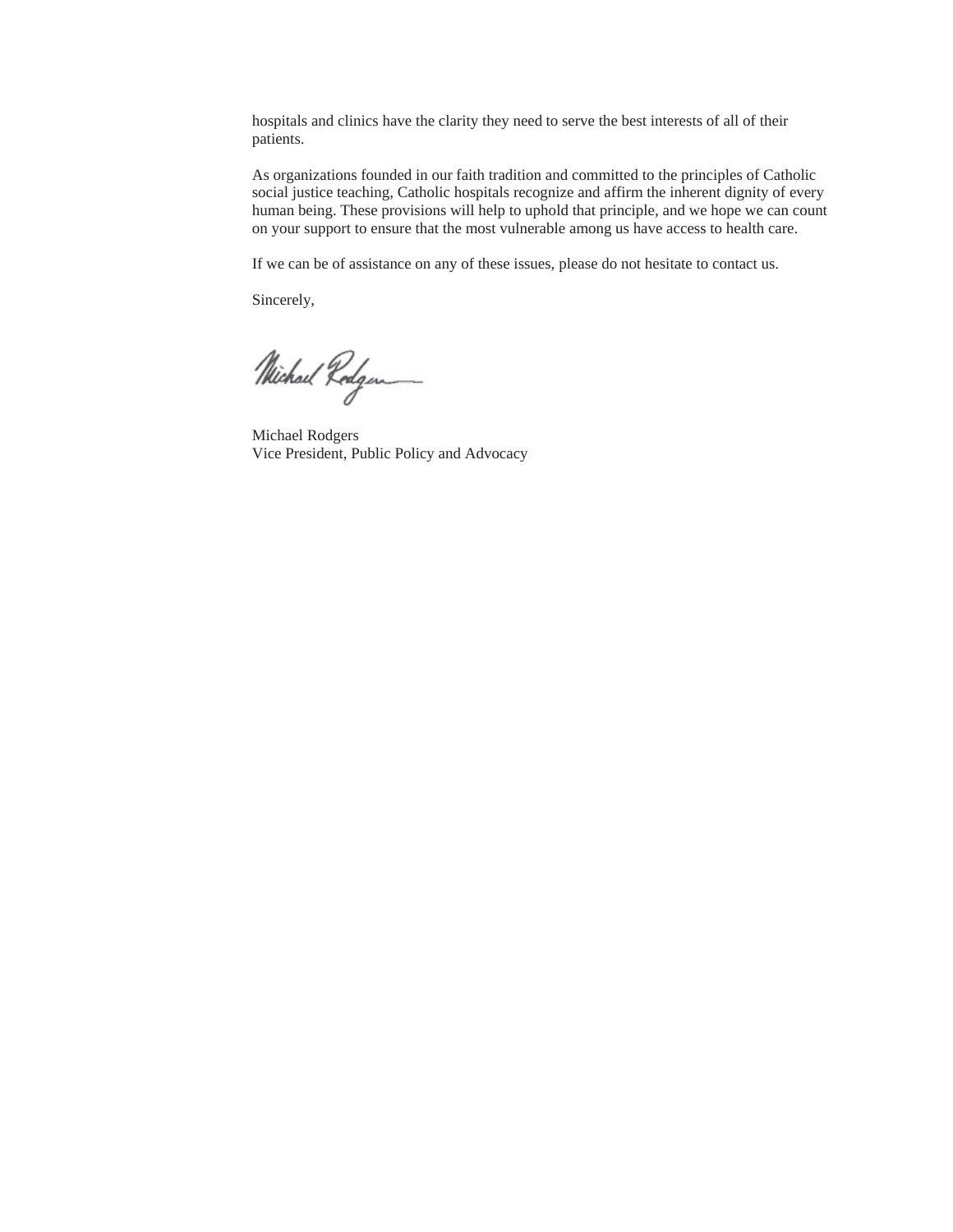hospitals and clinics have the clarity they need to serve the best interests of all of their patients.

As organizations founded in our faith tradition and committed to the principles of Catholic social justice teaching, Catholic hospitals recognize and affirm the inherent dignity of every human being. These provisions will help to uphold that principle, and we hope we can count on your support to ensure that the most vulnerable among us have access to health care.

If we can be of assistance on any of these issues, please do not hesitate to contact us.

Sincerely,

Michael Rodgers
Vice President, Public Policy and Advocacy